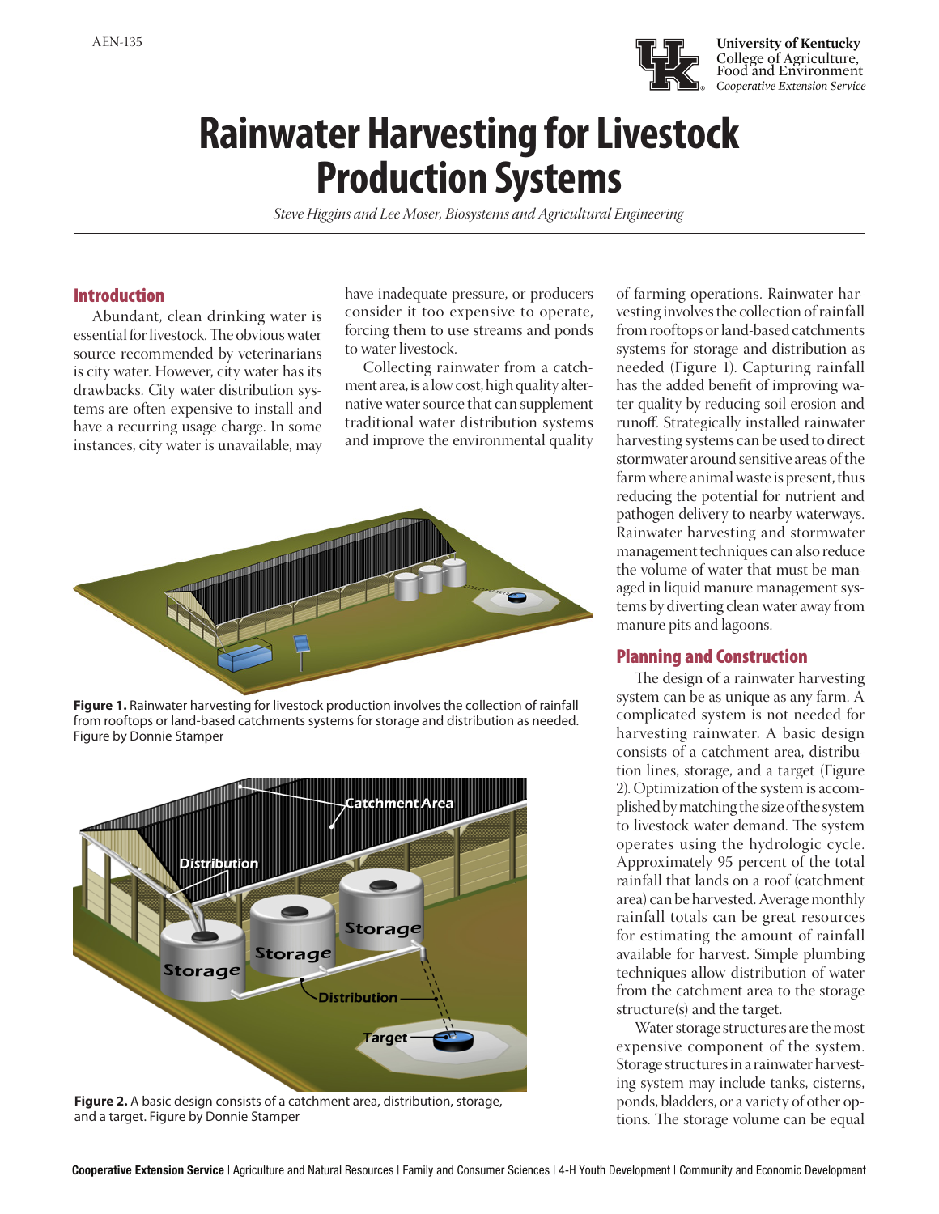AEN-135

University of Kentucky
College of Agriculture, Food and Environment
*Cooperative Extension Service*

# Rainwater Harvesting for Livestock Production Systems

*Steve Higgins and Lee Moser, Biosystems and Agricultural Engineering*

## Introduction

Abundant, clean drinking water is essential for livestock. The obvious water source recommended by veterinarians is city water. However, city water has its drawbacks. City water distribution systems are often expensive to install and have a recurring usage charge. In some instances, city water is unavailable, may have inadequate pressure, or producers consider it too expensive to operate, forcing them to use streams and ponds to water livestock.

Collecting rainwater from a catchment area, is a low cost, high quality alternative water source that can supplement traditional water distribution systems and improve the environmental quality of farming operations. Rainwater harvesting involves the collection of rainfall from rooftops or land-based catchments systems for storage and distribution as needed (Figure 1). Capturing rainfall has the added benefit of improving water quality by reducing soil erosion and runoff. Strategically installed rainwater harvesting systems can be used to direct stormwater around sensitive areas of the farm where animal waste is present, thus reducing the potential for nutrient and pathogen delivery to nearby waterways. Rainwater harvesting and stormwater management techniques can also reduce the volume of water that must be managed in liquid manure management systems by diverting clean water away from manure pits and lagoons.

**Figure 1.** Rainwater harvesting for livestock production involves the collection of rainfall from rooftops or land-based catchments systems for storage and distribution as needed. Figure by Donnie Stamper

**Figure 2.** A basic design consists of a catchment area, distribution, storage, and a target. Figure by Donnie Stamper

## Planning and Construction

The design of a rainwater harvesting system can be as unique as any farm. A complicated system is not needed for harvesting rainwater. A basic design consists of a catchment area, distribution lines, storage, and a target (Figure 2). Optimization of the system is accomplished by matching the size of the system to livestock water demand. The system operates using the hydrologic cycle. Approximately 95 percent of the total rainfall that lands on a roof (catchment area) can be harvested. Average monthly rainfall totals can be great resources for estimating the amount of rainfall available for harvest. Simple plumbing techniques allow distribution of water from the catchment area to the storage structure(s) and the target.

Water storage structures are the most expensive component of the system. Storage structures in a rainwater harvesting system may include tanks, cisterns, ponds, bladders, or a variety of other options. The storage volume can be equal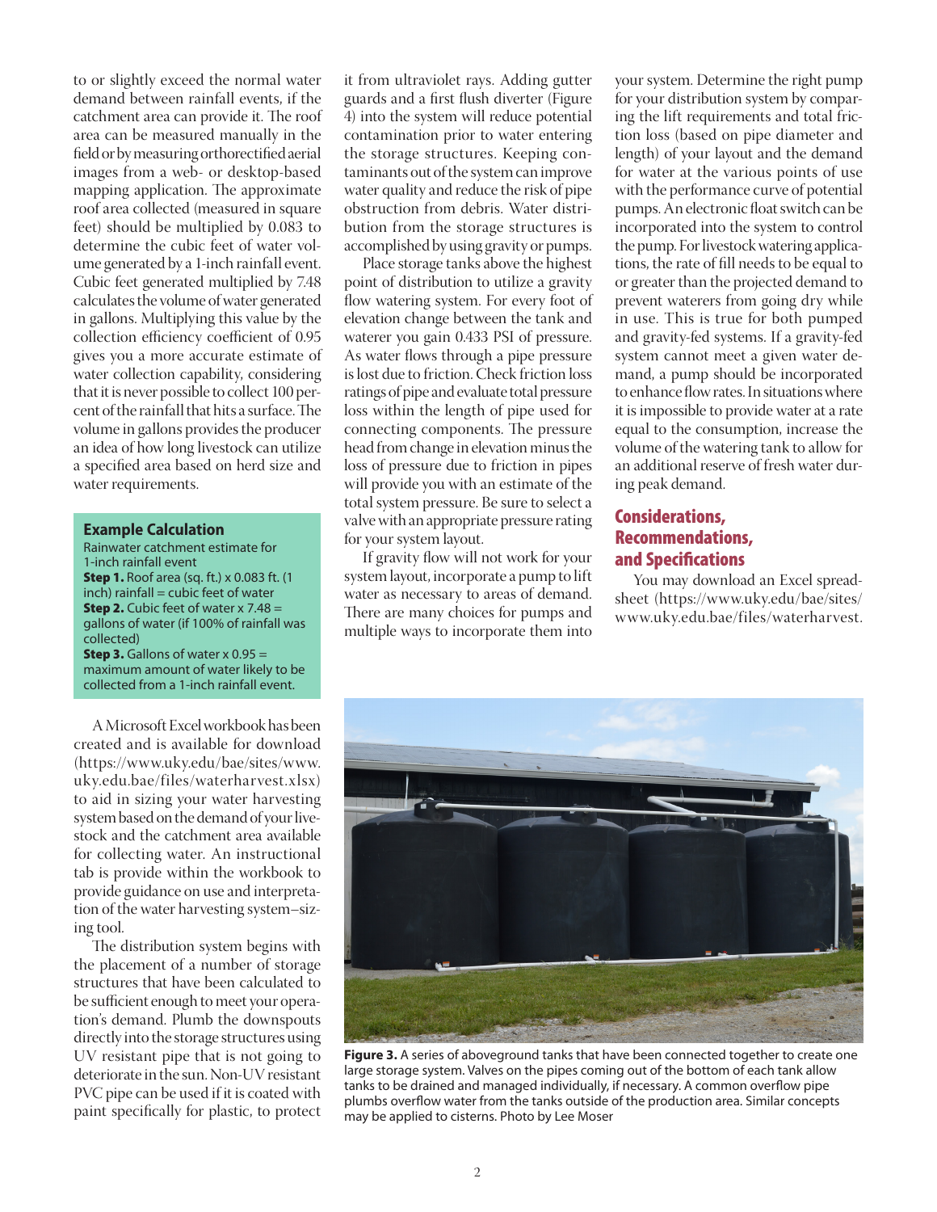to or slightly exceed the normal water demand between rainfall events, if the catchment area can provide it. The roof area can be measured manually in the field or by measuring orthorectified aerial images from a web- or desktop-based mapping application. The approximate roof area collected (measured in square feet) should be multiplied by 0.083 to determine the cubic feet of water volume generated by a 1-inch rainfall event. Cubic feet generated multiplied by 7.48 calculates the volume of water generated in gallons. Multiplying this value by the collection efficiency coefficient of 0.95 gives you a more accurate estimate of water collection capability, considering that it is never possible to collect 100 percent of the rainfall that hits a surface. The volume in gallons provides the producer an idea of how long livestock can utilize a specified area based on herd size and water requirements.

### Example Calculation

Rainwater catchment estimate for 1-inch rainfall event

**Step 1.** Roof area (sq. ft.) x 0.083 ft. (1 inch) rainfall = cubic feet of water

**Step 2.** Cubic feet of water x 7.48 = gallons of water (if 100% of rainfall was collected)

**Step 3.** Gallons of water x 0.95 = maximum amount of water likely to be collected from a 1-inch rainfall event.

A Microsoft Excel workbook has been created and is available for download (https://www.uky.edu/bae/sites/www.uky.edu.bae/files/waterharvest.xlsx) to aid in sizing your water harvesting system based on the demand of your livestock and the catchment area available for collecting water. An instructional tab is provide within the workbook to provide guidance on use and interpretation of the water harvesting system–sizing tool.

The distribution system begins with the placement of a number of storage structures that have been calculated to be sufficient enough to meet your operation's demand. Plumb the downspouts directly into the storage structures using UV resistant pipe that is not going to deteriorate in the sun. Non-UV resistant PVC pipe can be used if it is coated with paint specifically for plastic, to protect it from ultraviolet rays. Adding gutter guards and a first flush diverter (Figure 4) into the system will reduce potential contamination prior to water entering the storage structures. Keeping contaminants out of the system can improve water quality and reduce the risk of pipe obstruction from debris. Water distribution from the storage structures is accomplished by using gravity or pumps.

Place storage tanks above the highest point of distribution to utilize a gravity flow watering system. For every foot of elevation change between the tank and waterer you gain 0.433 PSI of pressure. As water flows through a pipe pressure is lost due to friction. Check friction loss ratings of pipe and evaluate total pressure loss within the length of pipe used for connecting components. The pressure head from change in elevation minus the loss of pressure due to friction in pipes will provide you with an estimate of the total system pressure. Be sure to select a valve with an appropriate pressure rating for your system layout.

If gravity flow will not work for your system layout, incorporate a pump to lift water as necessary to areas of demand. There are many choices for pumps and multiple ways to incorporate them into your system. Determine the right pump for your distribution system by comparing the lift requirements and total friction loss (based on pipe diameter and length) of your layout and the demand for water at the various points of use with the performance curve of potential pumps. An electronic float switch can be incorporated into the system to control the pump. For livestock watering applications, the rate of fill needs to be equal to or greater than the projected demand to prevent waterers from going dry while in use. This is true for both pumped and gravity-fed systems. If a gravity-fed system cannot meet a given water demand, a pump should be incorporated to enhance flow rates. In situations where it is impossible to provide water at a rate equal to the consumption, increase the volume of the watering tank to allow for an additional reserve of fresh water during peak demand.

## Considerations, Recommendations, and Specifications

You may download an Excel spreadsheet (https://www.uky.edu/bae/sites/www.uky.edu.bae/files/waterharvest.

**Figure 3.** A series of aboveground tanks that have been connected together to create one large storage system. Valves on the pipes coming out of the bottom of each tank allow tanks to be drained and managed individually, if necessary. A common overflow pipe plumbs overflow water from the tanks outside of the production area. Similar concepts may be applied to cisterns. Photo by Lee Moser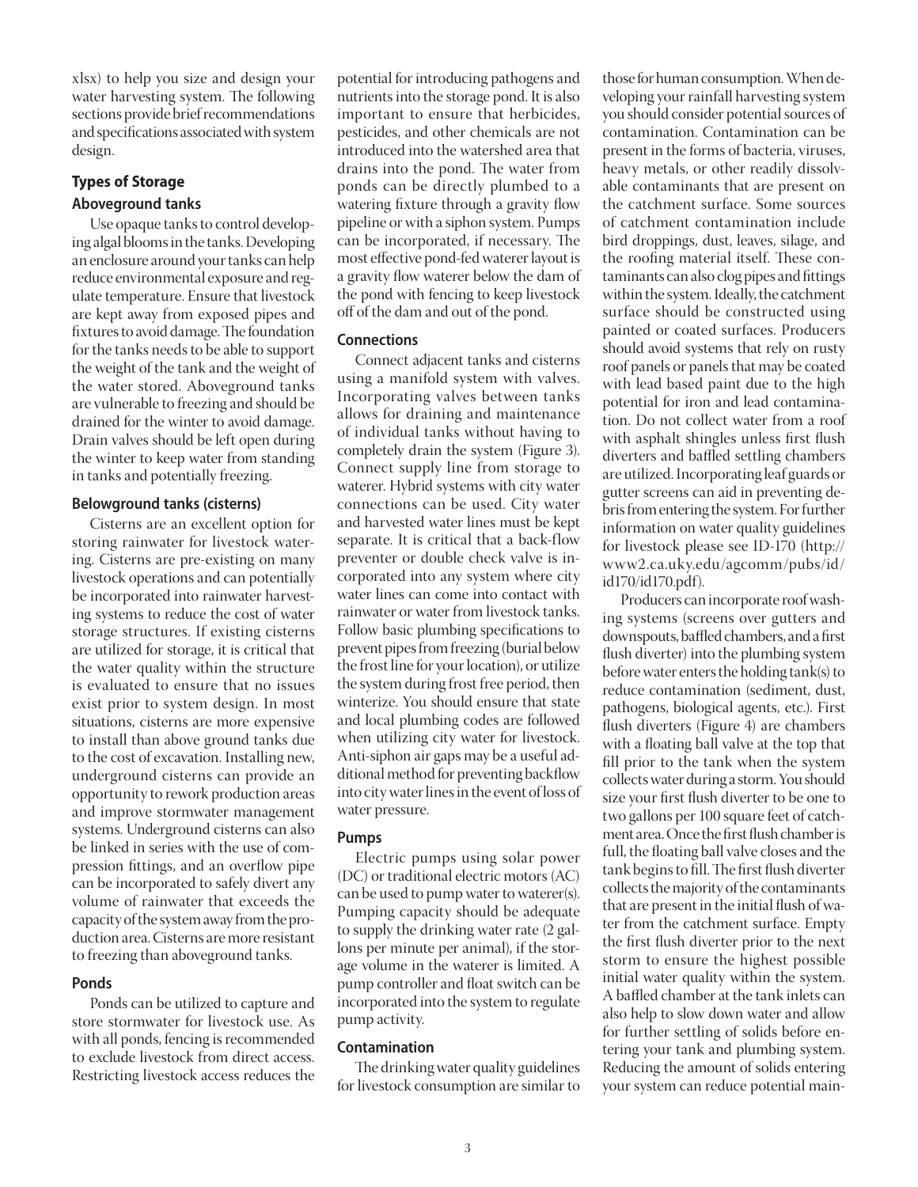xlsx) to help you size and design your water harvesting system. The following sections provide brief recommendations and specifications associated with system design.

## Types of Storage

### Aboveground tanks

Use opaque tanks to control developing algal blooms in the tanks. Developing an enclosure around your tanks can help reduce environmental exposure and regulate temperature. Ensure that livestock are kept away from exposed pipes and fixtures to avoid damage. The foundation for the tanks needs to be able to support the weight of the tank and the weight of the water stored. Aboveground tanks are vulnerable to freezing and should be drained for the winter to avoid damage. Drain valves should be left open during the winter to keep water from standing in tanks and potentially freezing.

### Belowground tanks (cisterns)

Cisterns are an excellent option for storing rainwater for livestock watering. Cisterns are pre-existing on many livestock operations and can potentially be incorporated into rainwater harvesting systems to reduce the cost of water storage structures. If existing cisterns are utilized for storage, it is critical that the water quality within the structure is evaluated to ensure that no issues exist prior to system design. In most situations, cisterns are more expensive to install than above ground tanks due to the cost of excavation. Installing new, underground cisterns can provide an opportunity to rework production areas and improve stormwater management systems. Underground cisterns can also be linked in series with the use of compression fittings, and an overflow pipe can be incorporated to safely divert any volume of rainwater that exceeds the capacity of the system away from the production area. Cisterns are more resistant to freezing than aboveground tanks.

### Ponds

Ponds can be utilized to capture and store stormwater for livestock use. As with all ponds, fencing is recommended to exclude livestock from direct access. Restricting livestock access reduces the potential for introducing pathogens and nutrients into the storage pond. It is also important to ensure that herbicides, pesticides, and other chemicals are not introduced into the watershed area that drains into the pond. The water from ponds can be directly plumbed to a watering fixture through a gravity flow pipeline or with a siphon system. Pumps can be incorporated, if necessary. The most effective pond-fed waterer layout is a gravity flow waterer below the dam of the pond with fencing to keep livestock off of the dam and out of the pond.

### Connections

Connect adjacent tanks and cisterns using a manifold system with valves. Incorporating valves between tanks allows for draining and maintenance of individual tanks without having to completely drain the system (Figure 3). Connect supply line from storage to waterer. Hybrid systems with city water connections can be used. City water and harvested water lines must be kept separate. It is critical that a back-flow preventer or double check valve is incorporated into any system where city water lines can come into contact with rainwater or water from livestock tanks. Follow basic plumbing specifications to prevent pipes from freezing (burial below the frost line for your location), or utilize the system during frost free period, then winterize. You should ensure that state and local plumbing codes are followed when utilizing city water for livestock. Anti-siphon air gaps may be a useful additional method for preventing backflow into city water lines in the event of loss of water pressure.

### Pumps

Electric pumps using solar power (DC) or traditional electric motors (AC) can be used to pump water to waterer(s). Pumping capacity should be adequate to supply the drinking water rate (2 gallons per minute per animal), if the storage volume in the waterer is limited. A pump controller and float switch can be incorporated into the system to regulate pump activity.

### Contamination

The drinking water quality guidelines for livestock consumption are similar to those for human consumption. When developing your rainfall harvesting system you should consider potential sources of contamination. Contamination can be present in the forms of bacteria, viruses, heavy metals, or other readily dissolvable contaminants that are present on the catchment surface. Some sources of catchment contamination include bird droppings, dust, leaves, silage, and the roofing material itself. These contaminants can also clog pipes and fittings within the system. Ideally, the catchment surface should be constructed using painted or coated surfaces. Producers should avoid systems that rely on rusty roof panels or panels that may be coated with lead based paint due to the high potential for iron and lead contamination. Do not collect water from a roof with asphalt shingles unless first flush diverters and baffled settling chambers are utilized. Incorporating leaf guards or gutter screens can aid in preventing debris from entering the system. For further information on water quality guidelines for livestock please see ID-170 (http://www2.ca.uky.edu/agcomm/pubs/id/id170/id170.pdf).

Producers can incorporate roof washing systems (screens over gutters and downspouts, baffled chambers, and a first flush diverter) into the plumbing system before water enters the holding tank(s) to reduce contamination (sediment, dust, pathogens, biological agents, etc.). First flush diverters (Figure 4) are chambers with a floating ball valve at the top that fill prior to the tank when the system collects water during a storm. You should size your first flush diverter to be one to two gallons per 100 square feet of catchment area. Once the first flush chamber is full, the floating ball valve closes and the tank begins to fill. The first flush diverter collects the majority of the contaminants that are present in the initial flush of water from the catchment surface. Empty the first flush diverter prior to the next storm to ensure the highest possible initial water quality within the system. A baffled chamber at the tank inlets can also help to slow down water and allow for further settling of solids before entering your tank and plumbing system. Reducing the amount of solids entering your system can reduce potential main-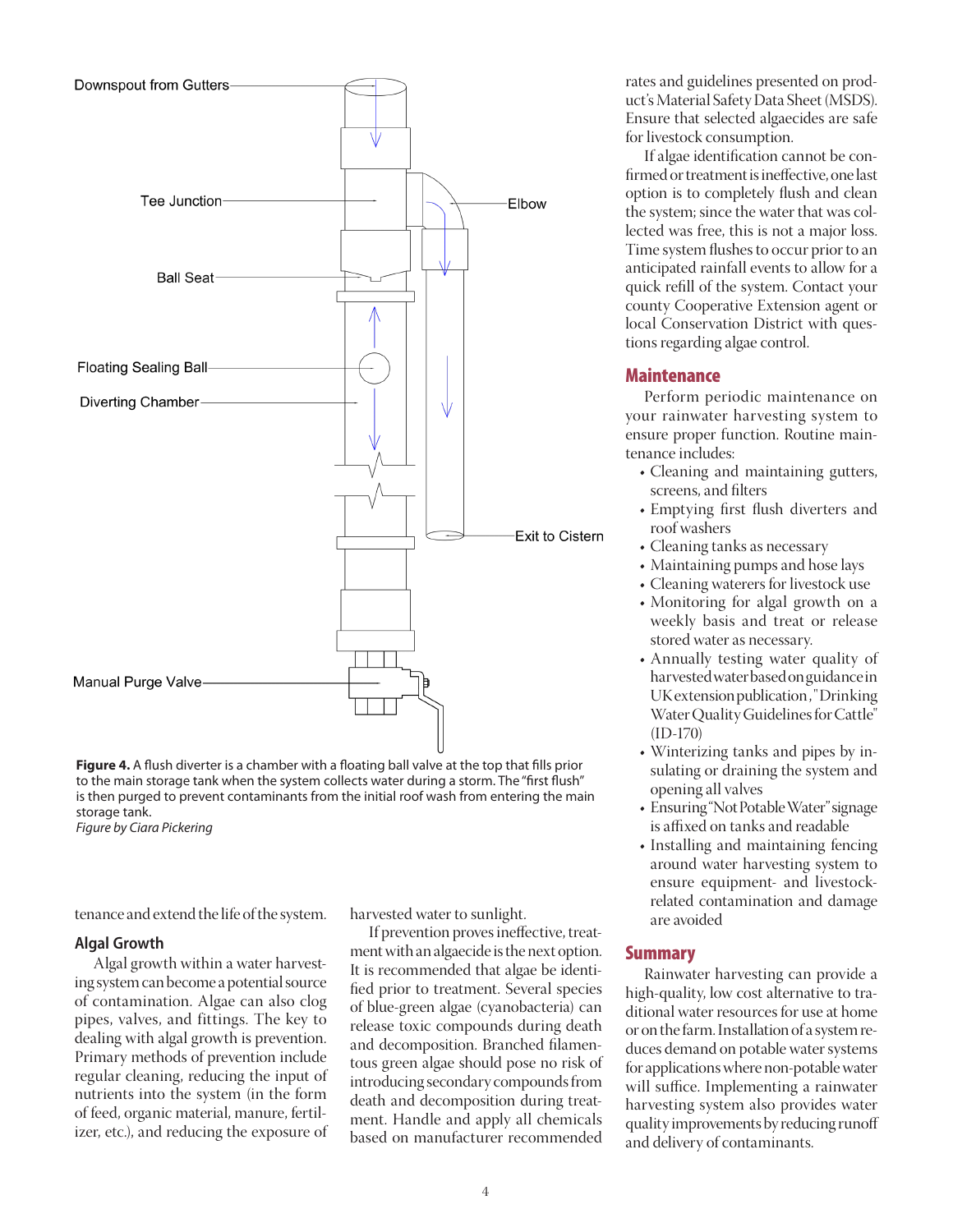Downspout from Gutters

Tee Junction

Elbow

Ball Seat

Floating Sealing Ball

Diverting Chamber

Exit to Cistern

Manual Purge Valve

**Figure 4.** A flush diverter is a chamber with a floating ball valve at the top that fills prior to the main storage tank when the system collects water during a storm. The "first flush" is then purged to prevent contaminants from the initial roof wash from entering the main storage tank.
*Figure by Ciara Pickering*

tenance and extend the life of the system.

### Algal Growth

Algal growth within a water harvesting system can become a potential source of contamination. Algae can also clog pipes, valves, and fittings. The key to dealing with algal growth is prevention. Primary methods of prevention include regular cleaning, reducing the input of nutrients into the system (in the form of feed, organic material, manure, fertilizer, etc.), and reducing the exposure of harvested water to sunlight.

If prevention proves ineffective, treatment with an algaecide is the next option. It is recommended that algae be identified prior to treatment. Several species of blue-green algae (cyanobacteria) can release toxic compounds during death and decomposition. Branched filamentous green algae should pose no risk of introducing secondary compounds from death and decomposition during treatment. Handle and apply all chemicals based on manufacturer recommended rates and guidelines presented on product's Material Safety Data Sheet (MSDS). Ensure that selected algaecides are safe for livestock consumption.

If algae identification cannot be confirmed or treatment is ineffective, one last option is to completely flush and clean the system; since the water that was collected was free, this is not a major loss. Time system flushes to occur prior to an anticipated rainfall events to allow for a quick refill of the system. Contact your county Cooperative Extension agent or local Conservation District with questions regarding algae control.

## Maintenance

Perform periodic maintenance on your rainwater harvesting system to ensure proper function. Routine maintenance includes:

- Cleaning and maintaining gutters, screens, and filters
- Emptying first flush diverters and roof washers
- Cleaning tanks as necessary
- Maintaining pumps and hose lays
- Cleaning waterers for livestock use
- Monitoring for algal growth on a weekly basis and treat or release stored water as necessary.
- Annually testing water quality of harvested water based on guidance in UK extension publication, "Drinking Water Quality Guidelines for Cattle" (ID-170)
- Winterizing tanks and pipes by insulating or draining the system and opening all valves
- Ensuring "Not Potable Water" signage is affixed on tanks and readable
- Installing and maintaining fencing around water harvesting system to ensure equipment- and livestock-related contamination and damage are avoided

## Summary

Rainwater harvesting can provide a high-quality, low cost alternative to traditional water resources for use at home or on the farm. Installation of a system reduces demand on potable water systems for applications where non-potable water will suffice. Implementing a rainwater harvesting system also provides water quality improvements by reducing runoff and delivery of contaminants.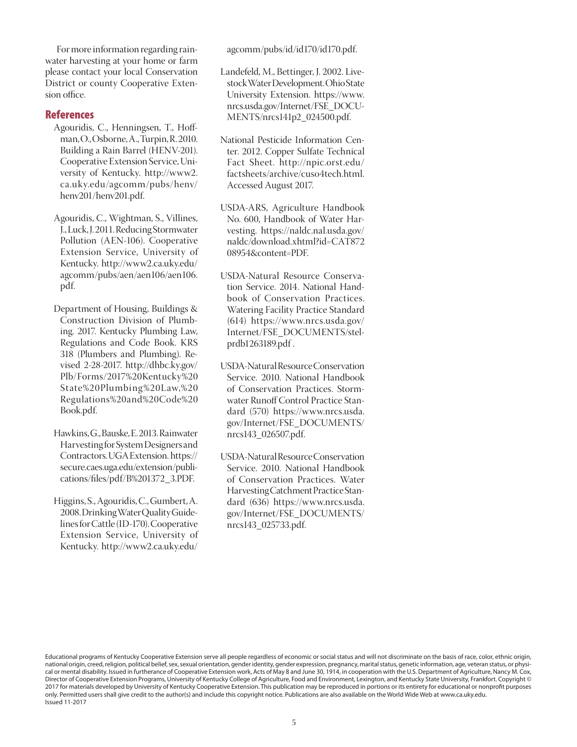For more information regarding rainwater harvesting at your home or farm please contact your local Conservation District or county Cooperative Extension office.

## References

Agouridis, C., Henningsen, T., Hoffman, O., Osborne, A., Turpin, R. 2010. Building a Rain Barrel (HENV-201). Cooperative Extension Service, University of Kentucky. http://www2.ca.uky.edu/agcomm/pubs/henv/henv201/henv201.pdf.

Agouridis, C., Wightman, S., Villines, J., Luck, J. 2011. Reducing Stormwater Pollution (AEN-106). Cooperative Extension Service, University of Kentucky. http://www2.ca.uky.edu/agcomm/pubs/aen/aen106/aen106.pdf.

Department of Housing, Buildings & Construction Division of Plumbing. 2017. Kentucky Plumbing Law, Regulations and Code Book. KRS 318 (Plumbers and Plumbing). Revised 2-28-2017. http://dhbc.ky.gov/Plb/Forms/2017%20Kentucky%20State%20Plumbing%20Law,%20Regulations%20and%20Code%20Book.pdf.

Hawkins, G., Bauske, E. 2013. Rainwater Harvesting for System Designers and Contractors. UGA Extension. https://secure.caes.uga.edu/extension/publications/files/pdf/B%201372_3.PDF.

Higgins, S., Agouridis, C., Gumbert, A. 2008. Drinking Water Quality Guidelines for Cattle (ID-170). Cooperative Extension Service, University of Kentucky. http://www2.ca.uky.edu/agcomm/pubs/id/id170/id170.pdf.

Landefeld, M., Bettinger, J. 2002. Livestock Water Development. Ohio State University Extension. https://www.nrcs.usda.gov/Internet/FSE_DOCUMENTS/nrcs141p2_024500.pdf.

National Pesticide Information Center. 2012. Copper Sulfate Technical Fact Sheet. http://npic.orst.edu/factsheets/archive/cuso4tech.html. Accessed August 2017.

USDA-ARS, Agriculture Handbook No. 600, Handbook of Water Harvesting. https://naldc.nal.usda.gov/naldc/download.xhtml?id=CAT87208954&content=PDF.

USDA-Natural Resource Conservation Service. 2014. National Handbook of Conservation Practices. Watering Facility Practice Standard (614) https://www.nrcs.usda.gov/Internet/FSE_DOCUMENTS/stelprdb1263189.pdf .

USDA-Natural Resource Conservation Service. 2010. National Handbook of Conservation Practices. Stormwater Runoff Control Practice Standard (570) https://www.nrcs.usda.gov/Internet/FSE_DOCUMENTS/nrcs143_026507.pdf.

USDA-Natural Resource Conservation Service. 2010. National Handbook of Conservation Practices. Water Harvesting Catchment Practice Standard (636) https://www.nrcs.usda.gov/Internet/FSE_DOCUMENTS/nrcs143_025733.pdf.

Educational programs of Kentucky Cooperative Extension serve all people regardless of economic or social status and will not discriminate on the basis of race, color, ethnic origin, national origin, creed, religion, political belief, sex, sexual orientation, gender identity, gender expression, pregnancy, marital status, genetic information, age, veteran status, or physical or mental disability. Issued in furtherance of Cooperative Extension work, Acts of May 8 and June 30, 1914, in cooperation with the U.S. Department of Agriculture, Nancy M. Cox, Director of Cooperative Extension Programs, University of Kentucky College of Agriculture, Food and Environment, Lexington, and Kentucky State University, Frankfort. Copyright © 2017 for materials developed by University of Kentucky Cooperative Extension. This publication may be reproduced in portions or its entirety for educational or nonprofit purposes only. Permitted users shall give credit to the author(s) and include this copyright notice. Publications are also available on the World Wide Web at www.ca.uky.edu.
Issued 11-2017